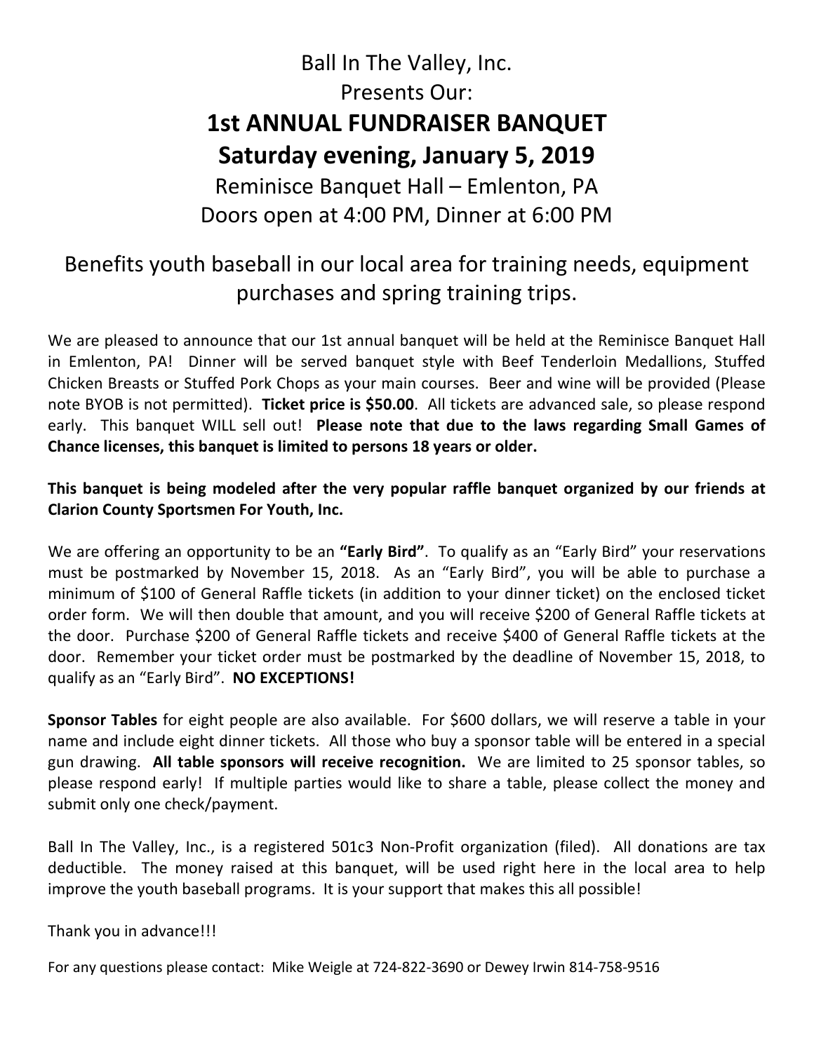Ball In The Valley, Inc.

Presents Our:

# 1st ANNUAL FUNDRAISER BANQUET

# Saturday evening, January 5, 2019

Reminisce Banquet Hall – Emlenton, PA

Doors open at 4:00 PM, Dinner at 6:00 PM

## Benefits youth baseball in our local area for training needs, equipment purchases and spring training trips.

We are pleased to announce that our 1st annual banquet will be held at the Reminisce Banquet Hall in Emlenton, PA! Dinner will be served banquet style with Beef Tenderloin Medallions, Stuffed Chicken Breasts or Stuffed Pork Chops as your main courses. Beer and wine will be provided (Please note BYOB is not permitted). **Ticket price is $50.00**. All tickets are advanced sale, so please respond early. This banquet WILL sell out! **Please note that due to the laws regarding Small Games of Chance licenses, this banquet is limited to persons 18 years or older.**

**This banquet is being modeled after the very popular raffle banquet organized by our friends at Clarion County Sportsmen For Youth, Inc.**

We are offering an opportunity to be an **"Early Bird"**. To qualify as an "Early Bird" your reservations must be postmarked by November 15, 2018. As an "Early Bird", you will be able to purchase a minimum of $100 of General Raffle tickets (in addition to your dinner ticket) on the enclosed ticket order form. We will then double that amount, and you will receive $200 of General Raffle tickets at the door. Purchase $200 of General Raffle tickets and receive $400 of General Raffle tickets at the door. Remember your ticket order must be postmarked by the deadline of November 15, 2018, to qualify as an "Early Bird". **NO EXCEPTIONS!**

**Sponsor Tables** for eight people are also available. For $600 dollars, we will reserve a table in your name and include eight dinner tickets. All those who buy a sponsor table will be entered in a special gun drawing. **All table sponsors will receive recognition.** We are limited to 25 sponsor tables, so please respond early! If multiple parties would like to share a table, please collect the money and submit only one check/payment.

Ball In The Valley, Inc., is a registered 501c3 Non-Profit organization (filed). All donations are tax deductible. The money raised at this banquet, will be used right here in the local area to help improve the youth baseball programs. It is your support that makes this all possible!

Thank you in advance!!!

For any questions please contact: Mike Weigle at 724-822-3690 or Dewey Irwin 814-758-9516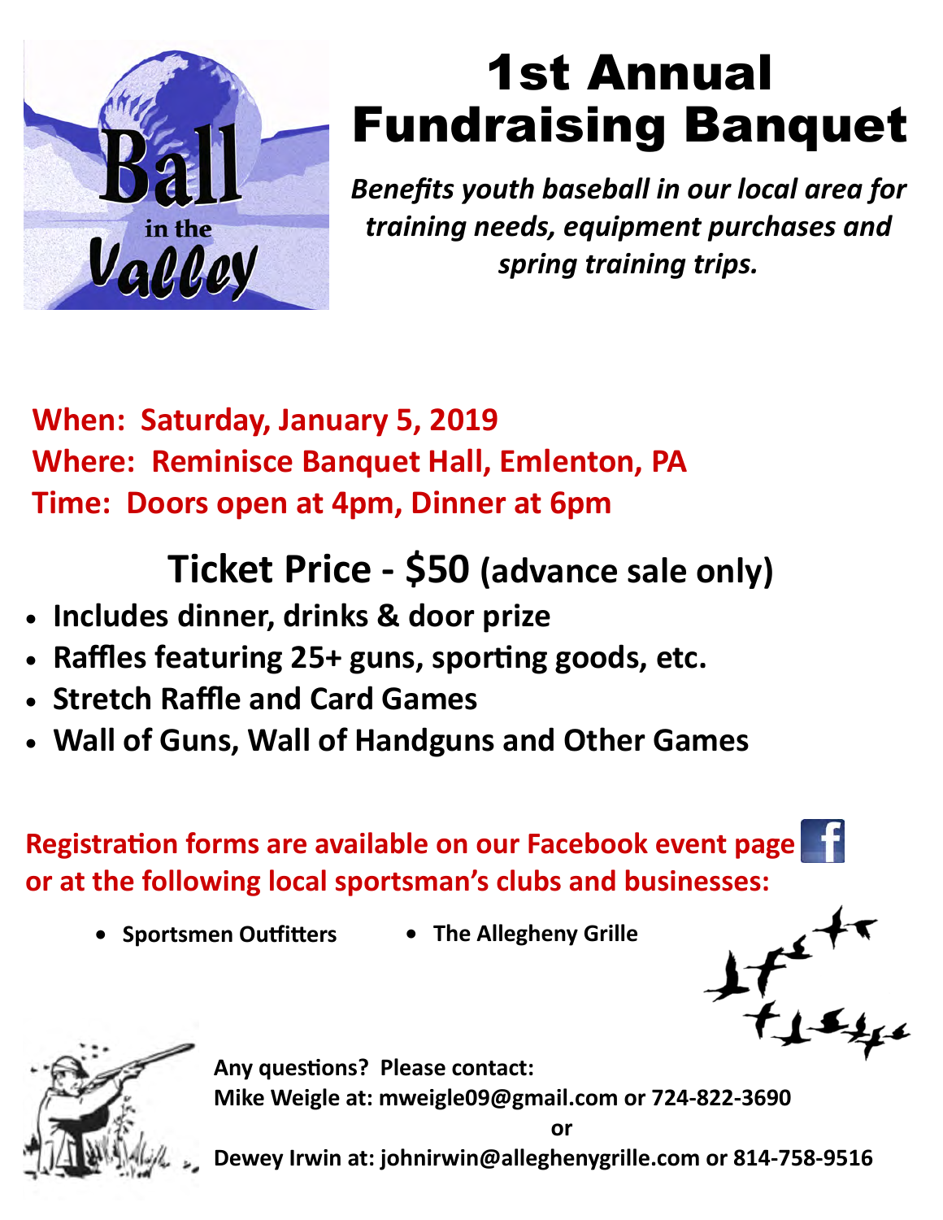Ball in the Valley

# 1st Annual Fundraising Banquet

***Benefits youth baseball in our local area for training needs, equipment purchases and spring training trips.***

**When: Saturday, January 5, 2019**
**Where: Reminisce Banquet Hall, Emlenton, PA**
**Time: Doors open at 4pm, Dinner at 6pm**

## Ticket Price - $50 (advance sale only)

- **Includes dinner, drinks & door prize**
- **Raffles featuring 25+ guns, sporting goods, etc.**
- **Stretch Raffle and Card Games**
- **Wall of Guns, Wall of Handguns and Other Games**

**Registration forms are available on our Facebook event page or at the following local sportsman's clubs and businesses:**

- **Sportsmen Outfitters**
- **The Allegheny Grille**

**Any questions? Please contact:**
**Mike Weigle at: mweigle09@gmail.com or 724-822-3690**
**or**
**Dewey Irwin at: johnirwin@alleghenygrille.com or 814-758-9516**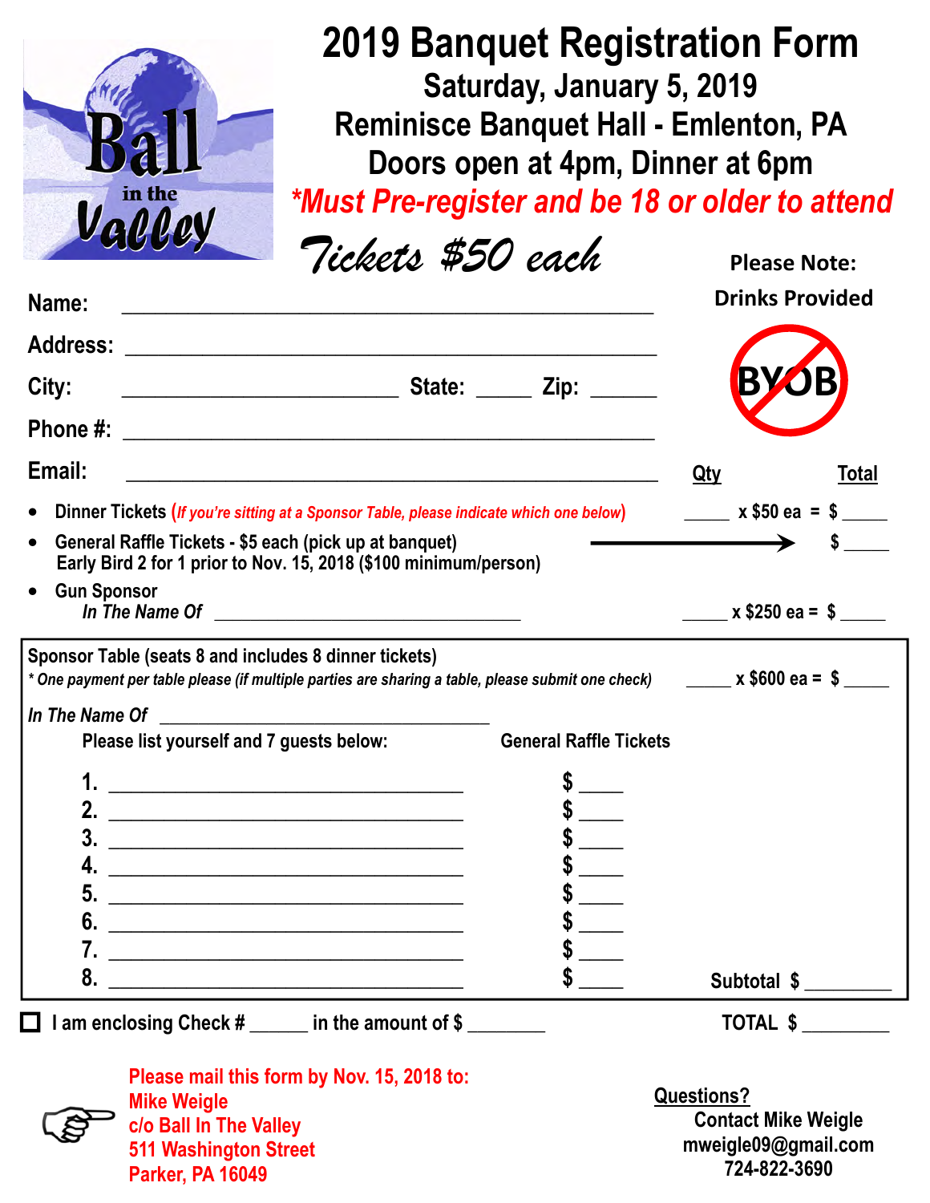# 2019 Banquet Registration Form

**Saturday, January 5, 2019**
**Reminisce Banquet Hall - Emlenton, PA**
**Doors open at 4pm, Dinner at 6pm**

***Must Pre-register and be 18 or older to attend***

*Tickets $50 each*

**Please Note:**
**Drinks Provided**

BYOB

Name: ______________________________________________

Address: ______________________________________________

City: ________________________ State: _____ Zip: ______

Phone #: ______________________________________________

Email: ______________________________________________

| | Qty | | Total |
|---|---|---|---|
| • Dinner Tickets (*If you're sitting at a Sponsor Table, please indicate which one below*) | _____ | x $50 ea = | $ _____ |
| • General Raffle Tickets - $5 each (pick up at banquet) Early Bird 2 for 1 prior to Nov. 15, 2018 ($100 minimum/person) → | | | $ _____ |
| • Gun Sponsor *In The Name Of* _______________________________ | _____ | x $250 ea = | $ _____ |

**Sponsor Table (seats 8 and includes 8 dinner tickets)**
*\* One payment per table please (if multiple parties are sharing a table, please submit one check)* _____ x $600 ea = $ _____

*In The Name Of* _________________________________

| Please list yourself and 7 guests below: | General Raffle Tickets |
|---|---|
| 1. _________________________________ | $ ____ |
| 2. _________________________________ | $ ____ |
| 3. _________________________________ | $ ____ |
| 4. _________________________________ | $ ____ |
| 5. _________________________________ | $ ____ |
| 6. _________________________________ | $ ____ |
| 7. _________________________________ | $ ____ |
| 8. _________________________________ | $ ____ |

Subtotal $ _________

☐ I am enclosing Check # ______ in the amount of $ ________

TOTAL $ _________

**Please mail this form by Nov. 15, 2018 to:**
Mike Weigle
c/o Ball In The Valley
511 Washington Street
Parker, PA 16049

**Questions?**
Contact Mike Weigle
mweigle09@gmail.com
724-822-3690